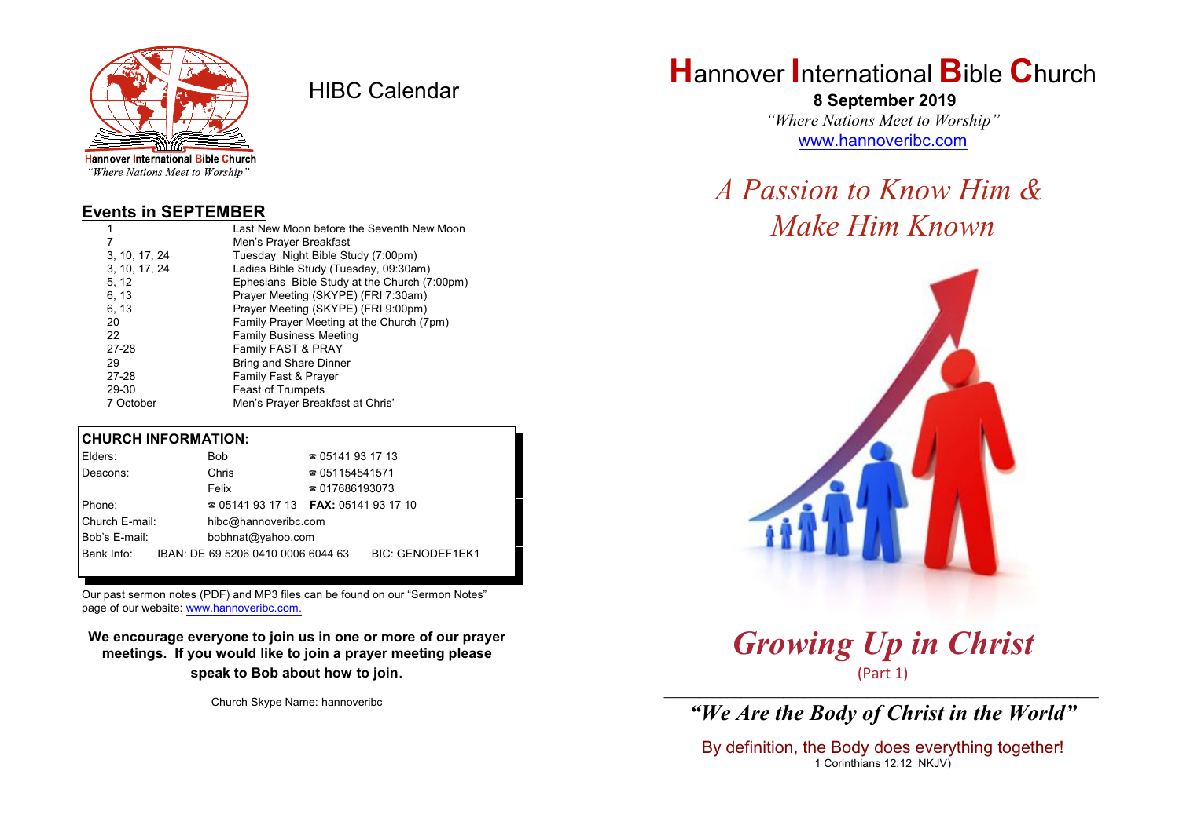Hannover International Bible Church

*"Where Nations Meet to Worship"*

# HIBC Calendar

## Events in SEPTEMBER

| | |
|---|---|
| 1 | Last New Moon before the Seventh New Moon |
| 7 | Men's Prayer Breakfast |
| 3, 10, 17, 24 | Tuesday Night Bible Study (7:00pm) |
| 3, 10, 17, 24 | Ladies Bible Study (Tuesday, 09:30am) |
| 5, 12 | Ephesians Bible Study at the Church (7:00pm) |
| 6, 13 | Prayer Meeting (SKYPE) (FRI 7:30am) |
| 6, 13 | Prayer Meeting (SKYPE) (FRI 9:00pm) |
| 20 | Family Prayer Meeting at the Church (7pm) |
| 22 | Family Business Meeting |
| 27-28 | Family FAST & PRAY |
| 29 | Bring and Share Dinner |
| 27-28 | Family Fast & Prayer |
| 29-30 | Feast of Trumpets |
| 7 October | Men's Prayer Breakfast at Chris' |

## CHURCH INFORMATION:

| | | |
|---|---|---|
| Elders: | Bob | ☎ 05141 93 17 13 |
| Deacons: | Chris | ☎ 051154541571 |
| | Felix | ☎ 017686193073 |
| Phone: | ☎ 05141 93 17 13 | **FAX:** 05141 93 17 10 |
| Church E-mail: | hibc@hannoveribc.com | |
| Bob's E-mail: | bobhnat@yahoo.com | |
| Bank Info: | IBAN: DE 69 5206 0410 0006 6044 63 | BIC: GENODEF1EK1 |

Our past sermon notes (PDF) and MP3 files can be found on our "Sermon Notes" page of our website: www.hannoveribc.com.

**We encourage everyone to join us in one or more of our prayer meetings. If you would like to join a prayer meeting please speak to Bob about how to join.**

Church Skype Name: hannoveribc

# Hannover International Bible Church

**8 September 2019**

*"Where Nations Meet to Worship"*

www.hannoveribc.com

## *A Passion to Know Him & Make Him Known*

## *Growing Up in Christ*

(Part 1)

---

### *"We Are the Body of Christ in the World"*

By definition, the Body does everything together!

1 Corinthians 12:12 NKJV)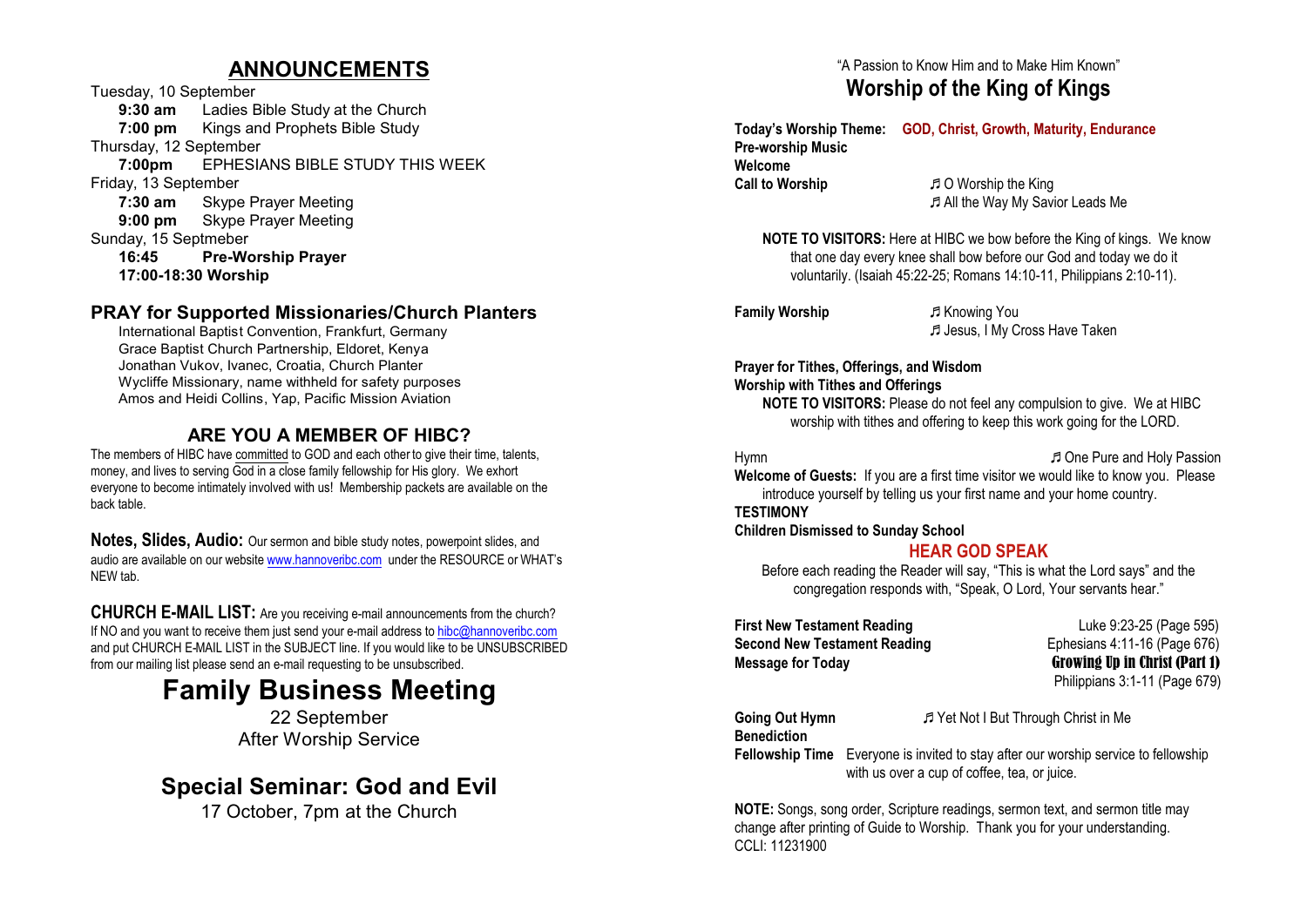# ANNOUNCEMENTS

Tuesday, 10 September
- **9:30 am** Ladies Bible Study at the Church
- **7:00 pm** Kings and Prophets Bible Study

Thursday, 12 September
- **7:00pm** EPHESIANS BIBLE STUDY THIS WEEK

Friday, 13 September
- **7:30 am** Skype Prayer Meeting
- **9:00 pm** Skype Prayer Meeting

Sunday, 15 Septmeber
- **16:45 Pre-Worship Prayer**
- **17:00-18:30 Worship**

## PRAY for Supported Missionaries/Church Planters

International Baptist Convention, Frankfurt, Germany
Grace Baptist Church Partnership, Eldoret, Kenya
Jonathan Vukov, Ivanec, Croatia, Church Planter
Wycliffe Missionary, name withheld for safety purposes
Amos and Heidi Collins, Yap, Pacific Mission Aviation

## ARE YOU A MEMBER OF HIBC?

The members of HIBC have committed to GOD and each other to give their time, talents, money, and lives to serving God in a close family fellowship for His glory. We exhort everyone to become intimately involved with us! Membership packets are available on the back table.

**Notes, Slides, Audio:** Our sermon and bible study notes, powerpoint slides, and audio are available on our website www.hannoveribc.com under the RESOURCE or WHAT's NEW tab.

**CHURCH E-MAIL LIST:** Are you receiving e-mail announcements from the church? If NO and you want to receive them just send your e-mail address to hibc@hannoveribc.com and put CHURCH E-MAIL LIST in the SUBJECT line. If you would like to be UNSUBSCRIBED from our mailing list please send an e-mail requesting to be unsubscribed.

# Family Business Meeting

22 September
After Worship Service

## Special Seminar: God and Evil

17 October, 7pm at the Church

"A Passion to Know Him and to Make Him Known"

# Worship of the King of Kings

**Today's Worship Theme:** **GOD, Christ, Growth, Maturity, Endurance**

**Pre-worship Music**

**Welcome**

**Call to Worship** ♬ O Worship the King
♬ All the Way My Savior Leads Me

**NOTE TO VISITORS:** Here at HIBC we bow before the King of kings. We know that one day every knee shall bow before our God and today we do it voluntarily. (Isaiah 45:22-25; Romans 14:10-11, Philippians 2:10-11).

**Family Worship** ♬ Knowing You
♬ Jesus, I My Cross Have Taken

**Prayer for Tithes, Offerings, and Wisdom**

**Worship with Tithes and Offerings**

**NOTE TO VISITORS:** Please do not feel any compulsion to give. We at HIBC worship with tithes and offering to keep this work going for the LORD.

Hymn ♬ One Pure and Holy Passion

**Welcome of Guests:** If you are a first time visitor we would like to know you. Please introduce yourself by telling us your first name and your home country.

**TESTIMONY**

**Children Dismissed to Sunday School**

## HEAR GOD SPEAK

Before each reading the Reader will say, "This is what the Lord says" and the congregation responds with, "Speak, O Lord, Your servants hear."

**First New Testament Reading** Luke 9:23-25 (Page 595)

**Second New Testament Reading** Ephesians 4:11-16 (Page 676)

**Message for Today** **Growing Up in Christ (Part 1)**
Philippians 3:1-11 (Page 679)

**Going Out Hymn** ♬ Yet Not I But Through Christ in Me

**Benediction**

**Fellowship Time** Everyone is invited to stay after our worship service to fellowship with us over a cup of coffee, tea, or juice.

**NOTE:** Songs, song order, Scripture readings, sermon text, and sermon title may change after printing of Guide to Worship. Thank you for your understanding.
CCLI: 11231900